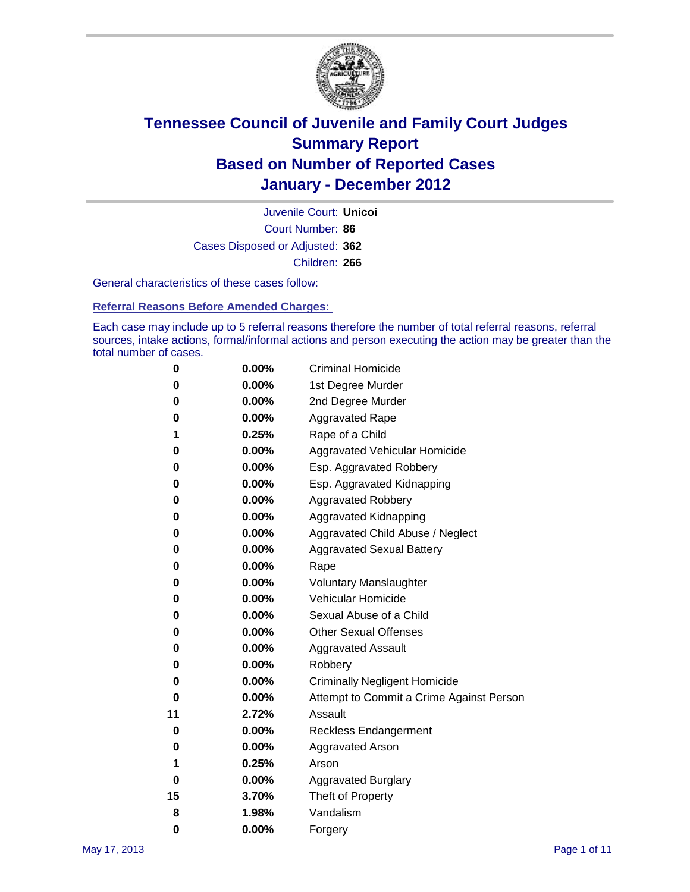# Tennessee Council of Juvenile and Family Court Judges
# Summary Report
# Based on Number of Reported Cases
# January - December 2012

Juvenile Court: **Unicoi**

Court Number: **86**

Cases Disposed or Adjusted: **362**

Children: **266**

General characteristics of these cases follow:

## Referral Reasons Before Amended Charges:

Each case may include up to 5 referral reasons therefore the number of total referral reasons, referral sources, intake actions, formal/informal actions and person executing the action may be greater than the total number of cases.

| | | |
|---|---|---|
| 0 | 0.00% | Criminal Homicide |
| 0 | 0.00% | 1st Degree Murder |
| 0 | 0.00% | 2nd Degree Murder |
| 0 | 0.00% | Aggravated Rape |
| 1 | 0.25% | Rape of a Child |
| 0 | 0.00% | Aggravated Vehicular Homicide |
| 0 | 0.00% | Esp. Aggravated Robbery |
| 0 | 0.00% | Esp. Aggravated Kidnapping |
| 0 | 0.00% | Aggravated Robbery |
| 0 | 0.00% | Aggravated Kidnapping |
| 0 | 0.00% | Aggravated Child Abuse / Neglect |
| 0 | 0.00% | Aggravated Sexual Battery |
| 0 | 0.00% | Rape |
| 0 | 0.00% | Voluntary Manslaughter |
| 0 | 0.00% | Vehicular Homicide |
| 0 | 0.00% | Sexual Abuse of a Child |
| 0 | 0.00% | Other Sexual Offenses |
| 0 | 0.00% | Aggravated Assault |
| 0 | 0.00% | Robbery |
| 0 | 0.00% | Criminally Negligent Homicide |
| 0 | 0.00% | Attempt to Commit a Crime Against Person |
| 11 | 2.72% | Assault |
| 0 | 0.00% | Reckless Endangerment |
| 0 | 0.00% | Aggravated Arson |
| 1 | 0.25% | Arson |
| 0 | 0.00% | Aggravated Burglary |
| 15 | 3.70% | Theft of Property |
| 8 | 1.98% | Vandalism |
| 0 | 0.00% | Forgery |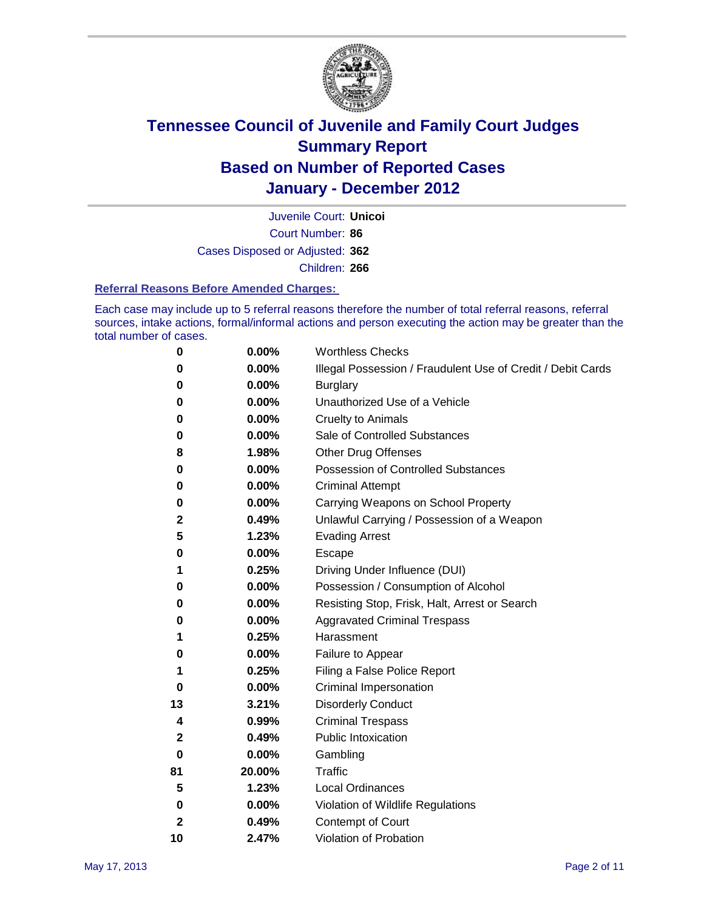# Tennessee Council of Juvenile and Family Court Judges
## Summary Report
## Based on Number of Reported Cases
## January - December 2012

Juvenile Court: **Unicoi**
Court Number: **86**
Cases Disposed or Adjusted: **362**
Children: **266**

### Referral Reasons Before Amended Charges:

Each case may include up to 5 referral reasons therefore the number of total referral reasons, referral sources, intake actions, formal/informal actions and person executing the action may be greater than the total number of cases.

| Count | Percent | Referral Reason |
|---|---|---|
| 0 | 0.00% | Worthless Checks |
| 0 | 0.00% | Illegal Possession / Fraudulent Use of Credit / Debit Cards |
| 0 | 0.00% | Burglary |
| 0 | 0.00% | Unauthorized Use of a Vehicle |
| 0 | 0.00% | Cruelty to Animals |
| 0 | 0.00% | Sale of Controlled Substances |
| 8 | 1.98% | Other Drug Offenses |
| 0 | 0.00% | Possession of Controlled Substances |
| 0 | 0.00% | Criminal Attempt |
| 0 | 0.00% | Carrying Weapons on School Property |
| 2 | 0.49% | Unlawful Carrying / Possession of a Weapon |
| 5 | 1.23% | Evading Arrest |
| 0 | 0.00% | Escape |
| 1 | 0.25% | Driving Under Influence (DUI) |
| 0 | 0.00% | Possession / Consumption of Alcohol |
| 0 | 0.00% | Resisting Stop, Frisk, Halt, Arrest or Search |
| 0 | 0.00% | Aggravated Criminal Trespass |
| 1 | 0.25% | Harassment |
| 0 | 0.00% | Failure to Appear |
| 1 | 0.25% | Filing a False Police Report |
| 0 | 0.00% | Criminal Impersonation |
| 13 | 3.21% | Disorderly Conduct |
| 4 | 0.99% | Criminal Trespass |
| 2 | 0.49% | Public Intoxication |
| 0 | 0.00% | Gambling |
| 81 | 20.00% | Traffic |
| 5 | 1.23% | Local Ordinances |
| 0 | 0.00% | Violation of Wildlife Regulations |
| 2 | 0.49% | Contempt of Court |
| 10 | 2.47% | Violation of Probation |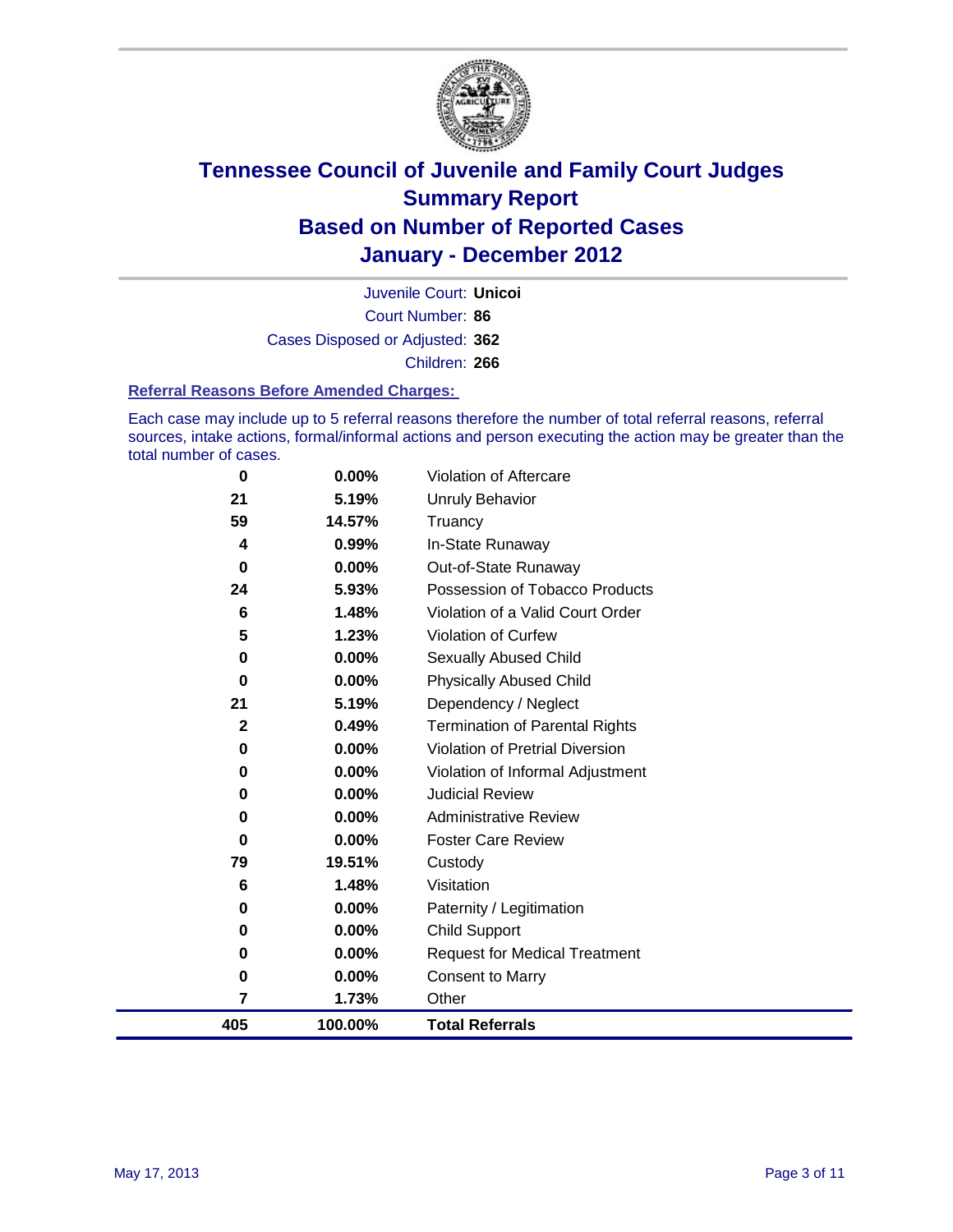# Tennessee Council of Juvenile and Family Court Judges
## Summary Report
## Based on Number of Reported Cases
## January - December 2012

Juvenile Court: **Unicoi**
Court Number: **86**
Cases Disposed or Adjusted: **362**
Children: **266**

### Referral Reasons Before Amended Charges:

Each case may include up to 5 referral reasons therefore the number of total referral reasons, referral sources, intake actions, formal/informal actions and person executing the action may be greater than the total number of cases.

| Count | Percent | Reason |
|---|---|---|
| 0 | 0.00% | Violation of Aftercare |
| 21 | 5.19% | Unruly Behavior |
| 59 | 14.57% | Truancy |
| 4 | 0.99% | In-State Runaway |
| 0 | 0.00% | Out-of-State Runaway |
| 24 | 5.93% | Possession of Tobacco Products |
| 6 | 1.48% | Violation of a Valid Court Order |
| 5 | 1.23% | Violation of Curfew |
| 0 | 0.00% | Sexually Abused Child |
| 0 | 0.00% | Physically Abused Child |
| 21 | 5.19% | Dependency / Neglect |
| 2 | 0.49% | Termination of Parental Rights |
| 0 | 0.00% | Violation of Pretrial Diversion |
| 0 | 0.00% | Violation of Informal Adjustment |
| 0 | 0.00% | Judicial Review |
| 0 | 0.00% | Administrative Review |
| 0 | 0.00% | Foster Care Review |
| 79 | 19.51% | Custody |
| 6 | 1.48% | Visitation |
| 0 | 0.00% | Paternity / Legitimation |
| 0 | 0.00% | Child Support |
| 0 | 0.00% | Request for Medical Treatment |
| 0 | 0.00% | Consent to Marry |
| 7 | 1.73% | Other |
| **405** | **100.00%** | **Total Referrals** |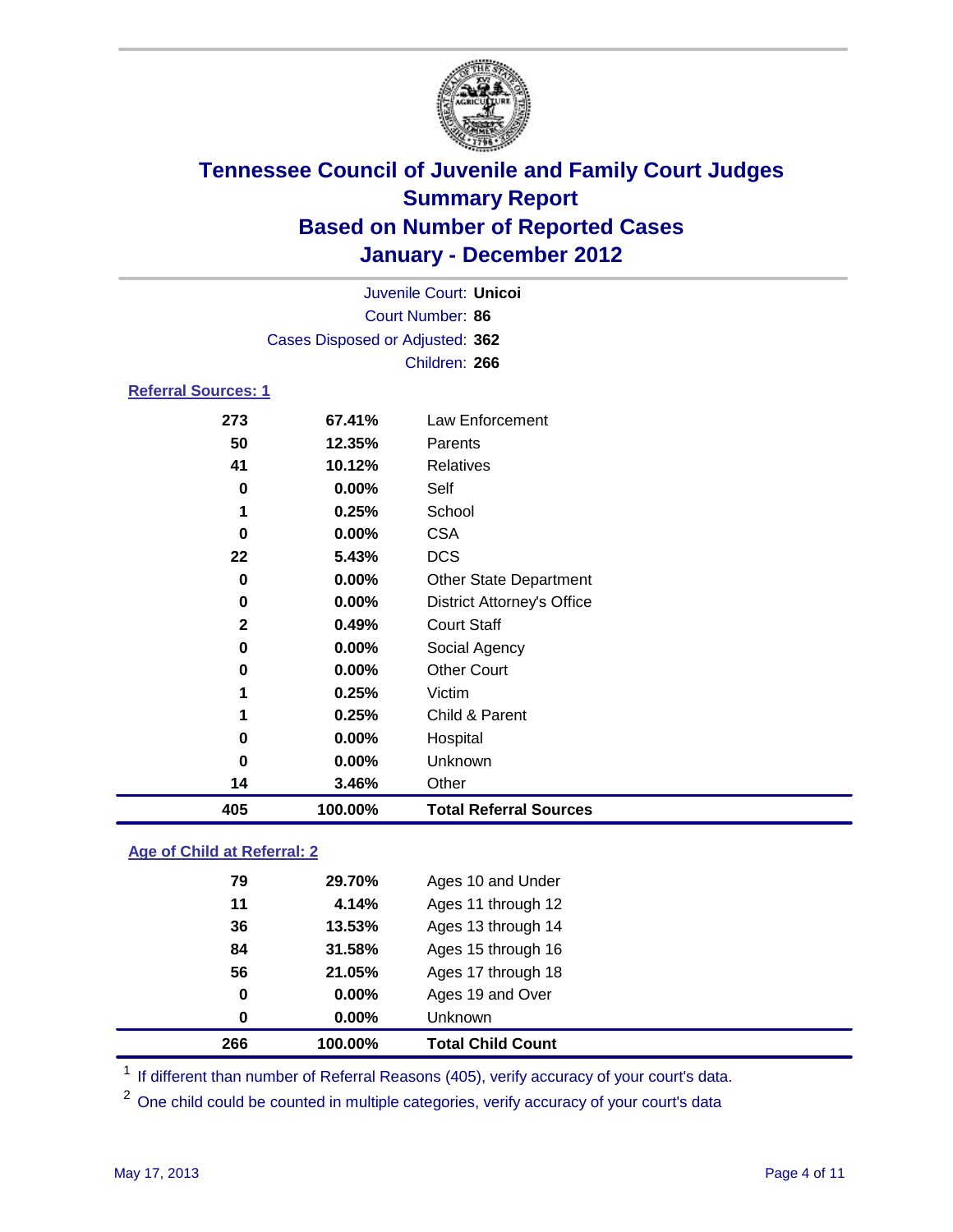# Tennessee Council of Juvenile and Family Court Judges
## Summary Report
## Based on Number of Reported Cases
## January - December 2012

Juvenile Court: **Unicoi**
Court Number: **86**
Cases Disposed or Adjusted: **362**
Children: **266**

### Referral Sources: 1

| | | |
|---|---|---|
| 273 | 67.41% | Law Enforcement |
| 50 | 12.35% | Parents |
| 41 | 10.12% | Relatives |
| 0 | 0.00% | Self |
| 1 | 0.25% | School |
| 0 | 0.00% | CSA |
| 22 | 5.43% | DCS |
| 0 | 0.00% | Other State Department |
| 0 | 0.00% | District Attorney's Office |
| 2 | 0.49% | Court Staff |
| 0 | 0.00% | Social Agency |
| 0 | 0.00% | Other Court |
| 1 | 0.25% | Victim |
| 1 | 0.25% | Child & Parent |
| 0 | 0.00% | Hospital |
| 0 | 0.00% | Unknown |
| 14 | 3.46% | Other |
| **405** | **100.00%** | **Total Referral Sources** |

### Age of Child at Referral: 2

| | | |
|---|---|---|
| 79 | 29.70% | Ages 10 and Under |
| 11 | 4.14% | Ages 11 through 12 |
| 36 | 13.53% | Ages 13 through 14 |
| 84 | 31.58% | Ages 15 through 16 |
| 56 | 21.05% | Ages 17 through 18 |
| 0 | 0.00% | Ages 19 and Over |
| 0 | 0.00% | Unknown |
| **266** | **100.00%** | **Total Child Count** |

[1] If different than number of Referral Reasons (405), verify accuracy of your court's data.

[2] One child could be counted in multiple categories, verify accuracy of your court's data

May 17, 2013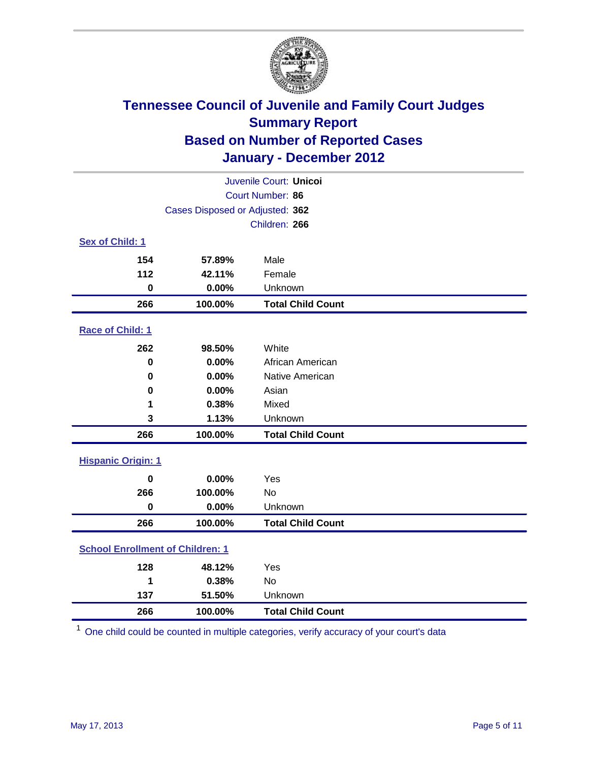# Tennessee Council of Juvenile and Family Court Judges
## Summary Report
## Based on Number of Reported Cases
## January - December 2012

Juvenile Court: **Unicoi**
Court Number: **86**
Cases Disposed or Adjusted: **362**
Children: **266**

### Sex of Child: 1

| Count | Percent | Category |
|---|---|---|
| 154 | 57.89% | Male |
| 112 | 42.11% | Female |
| 0 | 0.00% | Unknown |
| **266** | **100.00%** | **Total Child Count** |

### Race of Child: 1

| Count | Percent | Category |
|---|---|---|
| 262 | 98.50% | White |
| 0 | 0.00% | African American |
| 0 | 0.00% | Native American |
| 0 | 0.00% | Asian |
| 1 | 0.38% | Mixed |
| 3 | 1.13% | Unknown |
| **266** | **100.00%** | **Total Child Count** |

### Hispanic Origin: 1

| Count | Percent | Category |
|---|---|---|
| 0 | 0.00% | Yes |
| 266 | 100.00% | No |
| 0 | 0.00% | Unknown |
| **266** | **100.00%** | **Total Child Count** |

### School Enrollment of Children: 1

| Count | Percent | Category |
|---|---|---|
| 128 | 48.12% | Yes |
| 1 | 0.38% | No |
| 137 | 51.50% | Unknown |
| **266** | **100.00%** | **Total Child Count** |

[1] One child could be counted in multiple categories, verify accuracy of your court's data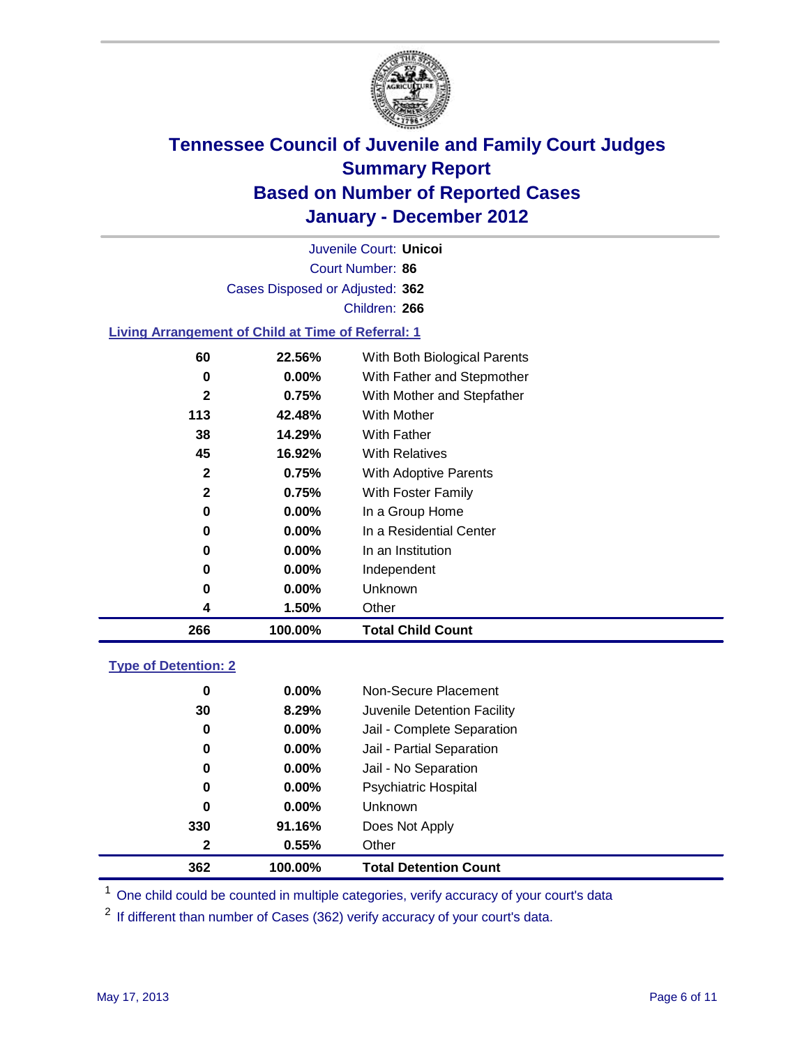# Tennessee Council of Juvenile and Family Court Judges
## Summary Report
## Based on Number of Reported Cases
## January - December 2012

Juvenile Court: **Unicoi**
Court Number: **86**
Cases Disposed or Adjusted: **362**
Children: **266**

### Living Arrangement of Child at Time of Referral: 1

| | | |
|---|---|---|
| 60 | 22.56% | With Both Biological Parents |
| 0 | 0.00% | With Father and Stepmother |
| 2 | 0.75% | With Mother and Stepfather |
| 113 | 42.48% | With Mother |
| 38 | 14.29% | With Father |
| 45 | 16.92% | With Relatives |
| 2 | 0.75% | With Adoptive Parents |
| 2 | 0.75% | With Foster Family |
| 0 | 0.00% | In a Group Home |
| 0 | 0.00% | In a Residential Center |
| 0 | 0.00% | In an Institution |
| 0 | 0.00% | Independent |
| 0 | 0.00% | Unknown |
| 4 | 1.50% | Other |
| **266** | **100.00%** | **Total Child Count** |

### Type of Detention: 2

| | | |
|---|---|---|
| 0 | 0.00% | Non-Secure Placement |
| 30 | 8.29% | Juvenile Detention Facility |
| 0 | 0.00% | Jail - Complete Separation |
| 0 | 0.00% | Jail - Partial Separation |
| 0 | 0.00% | Jail - No Separation |
| 0 | 0.00% | Psychiatric Hospital |
| 0 | 0.00% | Unknown |
| 330 | 91.16% | Does Not Apply |
| 2 | 0.55% | Other |
| **362** | **100.00%** | **Total Detention Count** |

[1] One child could be counted in multiple categories, verify accuracy of your court's data

[2] If different than number of Cases (362) verify accuracy of your court's data.

May 17, 2013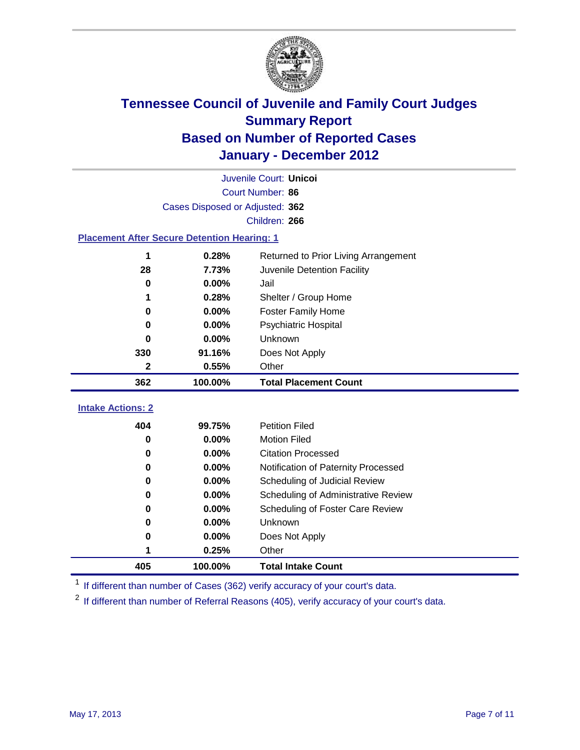# Tennessee Council of Juvenile and Family Court Judges
## Summary Report
## Based on Number of Reported Cases
## January - December 2012

Juvenile Court: **Unicoi**
Court Number: **86**
Cases Disposed or Adjusted: **362**
Children: **266**

### Placement After Secure Detention Hearing: 1

| | | |
|---|---|---|
| 1 | 0.28% | Returned to Prior Living Arrangement |
| 28 | 7.73% | Juvenile Detention Facility |
| 0 | 0.00% | Jail |
| 1 | 0.28% | Shelter / Group Home |
| 0 | 0.00% | Foster Family Home |
| 0 | 0.00% | Psychiatric Hospital |
| 0 | 0.00% | Unknown |
| 330 | 91.16% | Does Not Apply |
| 2 | 0.55% | Other |
| **362** | **100.00%** | **Total Placement Count** |

### Intake Actions: 2

| | | |
|---|---|---|
| 404 | 99.75% | Petition Filed |
| 0 | 0.00% | Motion Filed |
| 0 | 0.00% | Citation Processed |
| 0 | 0.00% | Notification of Paternity Processed |
| 0 | 0.00% | Scheduling of Judicial Review |
| 0 | 0.00% | Scheduling of Administrative Review |
| 0 | 0.00% | Scheduling of Foster Care Review |
| 0 | 0.00% | Unknown |
| 0 | 0.00% | Does Not Apply |
| 1 | 0.25% | Other |
| **405** | **100.00%** | **Total Intake Count** |

[1] If different than number of Cases (362) verify accuracy of your court's data.

[2] If different than number of Referral Reasons (405), verify accuracy of your court's data.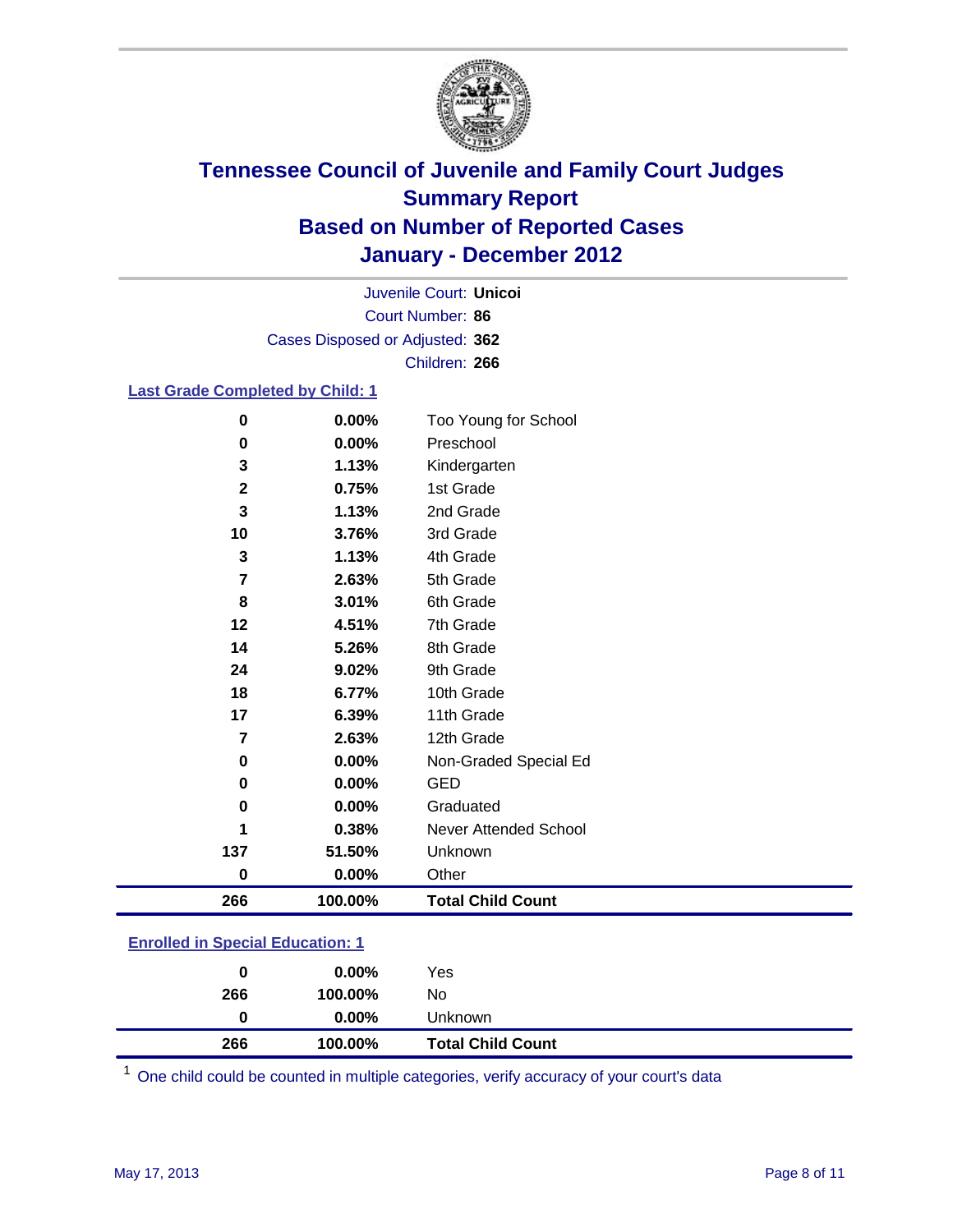# Tennessee Council of Juvenile and Family Court Judges
## Summary Report
## Based on Number of Reported Cases
## January - December 2012

Juvenile Court: **Unicoi**
Court Number: **86**
Cases Disposed or Adjusted: **362**
Children: **266**

### Last Grade Completed by Child: 1

| Count | Percent | Category |
|---|---|---|
| 0 | 0.00% | Too Young for School |
| 0 | 0.00% | Preschool |
| 3 | 1.13% | Kindergarten |
| 2 | 0.75% | 1st Grade |
| 3 | 1.13% | 2nd Grade |
| 10 | 3.76% | 3rd Grade |
| 3 | 1.13% | 4th Grade |
| 7 | 2.63% | 5th Grade |
| 8 | 3.01% | 6th Grade |
| 12 | 4.51% | 7th Grade |
| 14 | 5.26% | 8th Grade |
| 24 | 9.02% | 9th Grade |
| 18 | 6.77% | 10th Grade |
| 17 | 6.39% | 11th Grade |
| 7 | 2.63% | 12th Grade |
| 0 | 0.00% | Non-Graded Special Ed |
| 0 | 0.00% | GED |
| 0 | 0.00% | Graduated |
| 1 | 0.38% | Never Attended School |
| 137 | 51.50% | Unknown |
| 0 | 0.00% | Other |
| **266** | **100.00%** | **Total Child Count** |

### Enrolled in Special Education: 1

| Count | Percent | Category |
|---|---|---|
| 0 | 0.00% | Yes |
| 266 | 100.00% | No |
| 0 | 0.00% | Unknown |
| **266** | **100.00%** | **Total Child Count** |

[1] One child could be counted in multiple categories, verify accuracy of your court's data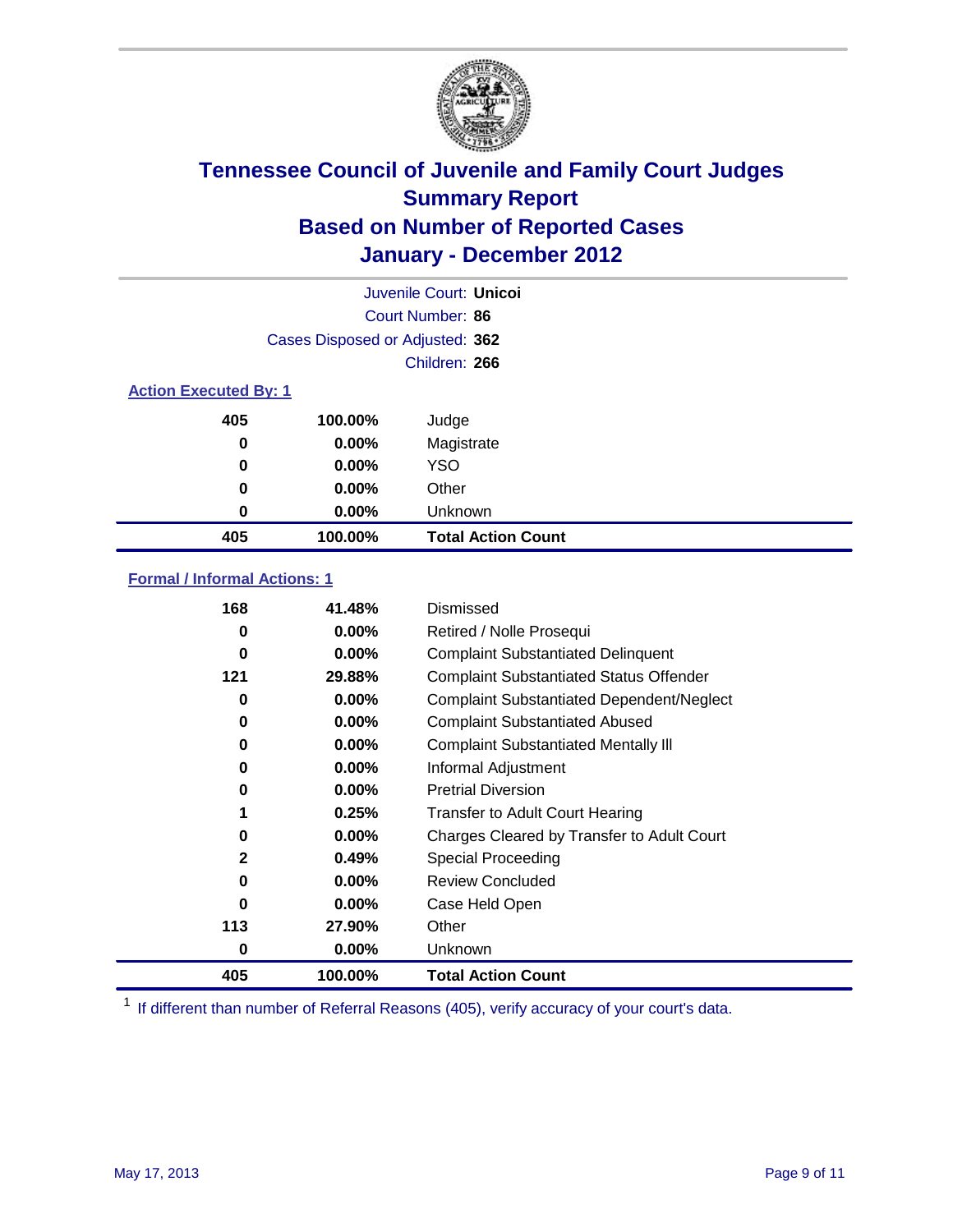# Tennessee Council of Juvenile and Family Court Judges
## Summary Report
## Based on Number of Reported Cases
## January - December 2012

Juvenile Court: **Unicoi**
Court Number: **86**
Cases Disposed or Adjusted: **362**
Children: **266**

### Action Executed By: 1

| | | |
|---|---|---|
| 405 | 100.00% | Judge |
| 0 | 0.00% | Magistrate |
| 0 | 0.00% | YSO |
| 0 | 0.00% | Other |
| 0 | 0.00% | Unknown |
| **405** | **100.00%** | **Total Action Count** |

### Formal / Informal Actions: 1

| | | |
|---|---|---|
| 168 | 41.48% | Dismissed |
| 0 | 0.00% | Retired / Nolle Prosequi |
| 0 | 0.00% | Complaint Substantiated Delinquent |
| 121 | 29.88% | Complaint Substantiated Status Offender |
| 0 | 0.00% | Complaint Substantiated Dependent/Neglect |
| 0 | 0.00% | Complaint Substantiated Abused |
| 0 | 0.00% | Complaint Substantiated Mentally Ill |
| 0 | 0.00% | Informal Adjustment |
| 0 | 0.00% | Pretrial Diversion |
| 1 | 0.25% | Transfer to Adult Court Hearing |
| 0 | 0.00% | Charges Cleared by Transfer to Adult Court |
| 2 | 0.49% | Special Proceeding |
| 0 | 0.00% | Review Concluded |
| 0 | 0.00% | Case Held Open |
| 113 | 27.90% | Other |
| 0 | 0.00% | Unknown |
| **405** | **100.00%** | **Total Action Count** |

[1] If different than number of Referral Reasons (405), verify accuracy of your court's data.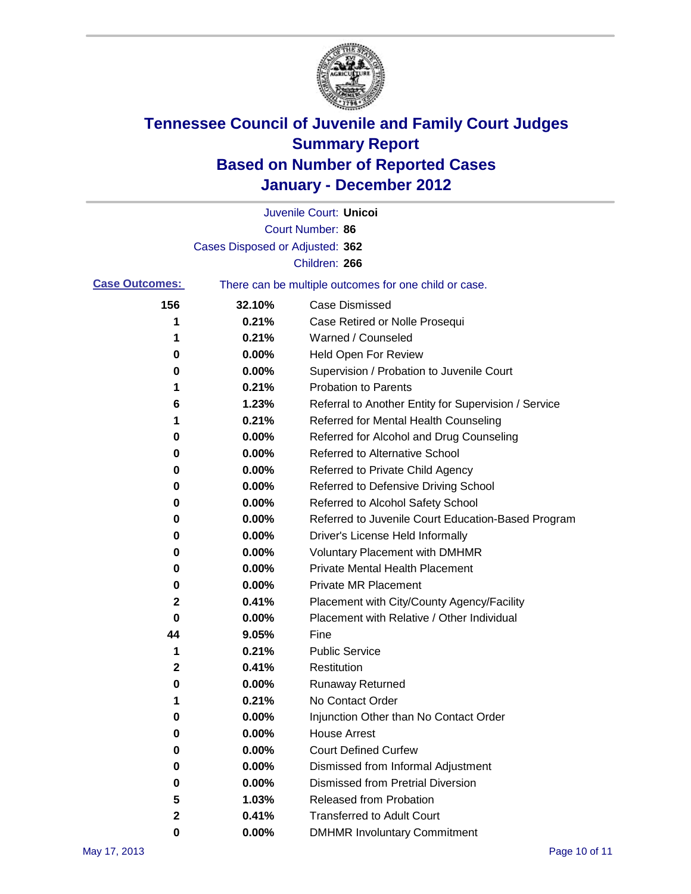# Tennessee Council of Juvenile and Family Court Judges
## Summary Report
## Based on Number of Reported Cases
## January - December 2012

Juvenile Court: **Unicoi**

Court Number: **86**

Cases Disposed or Adjusted: **362**

Children: **266**

**Case Outcomes:** There can be multiple outcomes for one child or case.

| Count | Percent | Outcome |
|---|---|---|
| 156 | 32.10% | Case Dismissed |
| 1 | 0.21% | Case Retired or Nolle Prosequi |
| 1 | 0.21% | Warned / Counseled |
| 0 | 0.00% | Held Open For Review |
| 0 | 0.00% | Supervision / Probation to Juvenile Court |
| 1 | 0.21% | Probation to Parents |
| 6 | 1.23% | Referral to Another Entity for Supervision / Service |
| 1 | 0.21% | Referred for Mental Health Counseling |
| 0 | 0.00% | Referred for Alcohol and Drug Counseling |
| 0 | 0.00% | Referred to Alternative School |
| 0 | 0.00% | Referred to Private Child Agency |
| 0 | 0.00% | Referred to Defensive Driving School |
| 0 | 0.00% | Referred to Alcohol Safety School |
| 0 | 0.00% | Referred to Juvenile Court Education-Based Program |
| 0 | 0.00% | Driver's License Held Informally |
| 0 | 0.00% | Voluntary Placement with DMHMR |
| 0 | 0.00% | Private Mental Health Placement |
| 0 | 0.00% | Private MR Placement |
| 2 | 0.41% | Placement with City/County Agency/Facility |
| 0 | 0.00% | Placement with Relative / Other Individual |
| 44 | 9.05% | Fine |
| 1 | 0.21% | Public Service |
| 2 | 0.41% | Restitution |
| 0 | 0.00% | Runaway Returned |
| 1 | 0.21% | No Contact Order |
| 0 | 0.00% | Injunction Other than No Contact Order |
| 0 | 0.00% | House Arrest |
| 0 | 0.00% | Court Defined Curfew |
| 0 | 0.00% | Dismissed from Informal Adjustment |
| 0 | 0.00% | Dismissed from Pretrial Diversion |
| 5 | 1.03% | Released from Probation |
| 2 | 0.41% | Transferred to Adult Court |
| 0 | 0.00% | DMHMR Involuntary Commitment |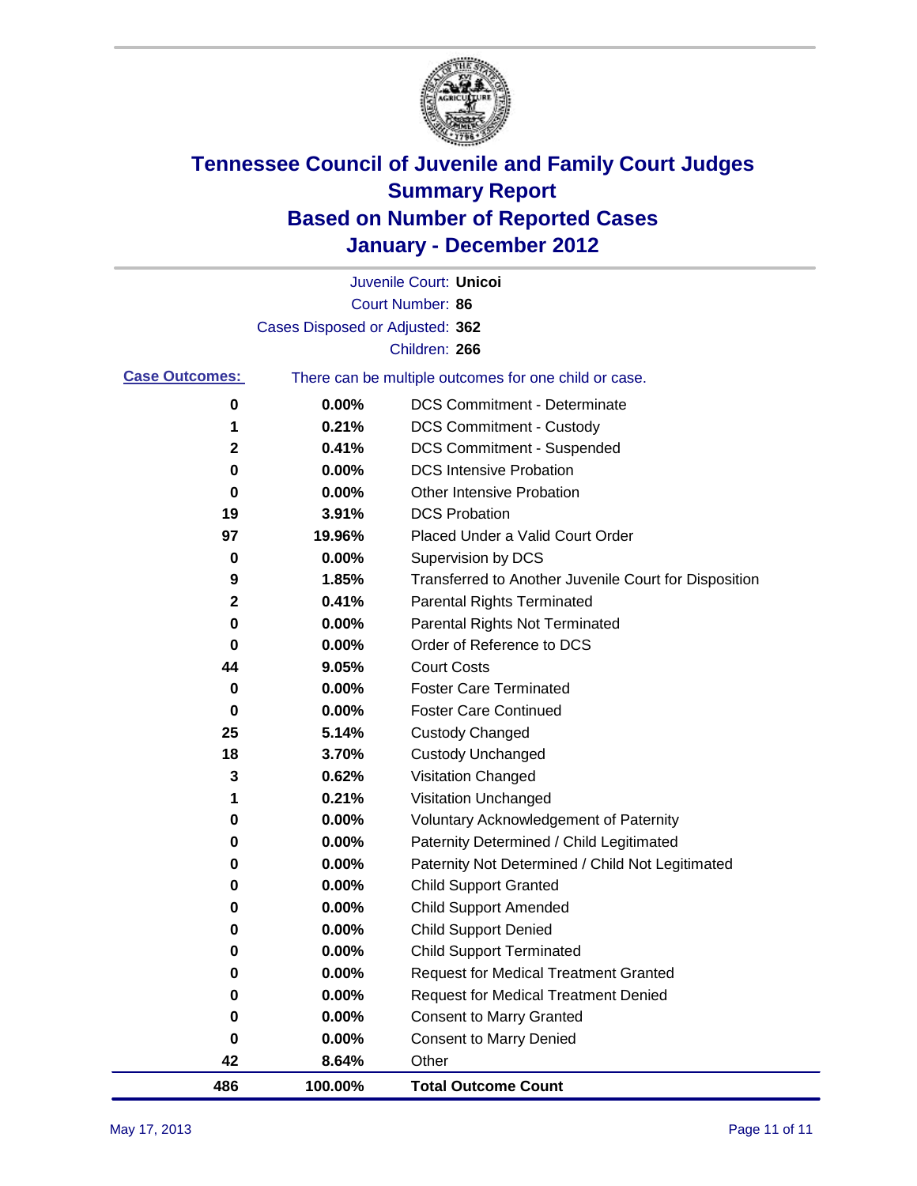# Tennessee Council of Juvenile and Family Court Judges
## Summary Report
## Based on Number of Reported Cases
## January - December 2012

Juvenile Court: **Unicoi**

Court Number: **86**

Cases Disposed or Adjusted: **362**

Children: **266**

**Case Outcomes:** There can be multiple outcomes for one child or case.

| | | |
|---|---|---|
| 0 | 0.00% | DCS Commitment - Determinate |
| 1 | 0.21% | DCS Commitment - Custody |
| 2 | 0.41% | DCS Commitment - Suspended |
| 0 | 0.00% | DCS Intensive Probation |
| 0 | 0.00% | Other Intensive Probation |
| 19 | 3.91% | DCS Probation |
| 97 | 19.96% | Placed Under a Valid Court Order |
| 0 | 0.00% | Supervision by DCS |
| 9 | 1.85% | Transferred to Another Juvenile Court for Disposition |
| 2 | 0.41% | Parental Rights Terminated |
| 0 | 0.00% | Parental Rights Not Terminated |
| 0 | 0.00% | Order of Reference to DCS |
| 44 | 9.05% | Court Costs |
| 0 | 0.00% | Foster Care Terminated |
| 0 | 0.00% | Foster Care Continued |
| 25 | 5.14% | Custody Changed |
| 18 | 3.70% | Custody Unchanged |
| 3 | 0.62% | Visitation Changed |
| 1 | 0.21% | Visitation Unchanged |
| 0 | 0.00% | Voluntary Acknowledgement of Paternity |
| 0 | 0.00% | Paternity Determined / Child Legitimated |
| 0 | 0.00% | Paternity Not Determined / Child Not Legitimated |
| 0 | 0.00% | Child Support Granted |
| 0 | 0.00% | Child Support Amended |
| 0 | 0.00% | Child Support Denied |
| 0 | 0.00% | Child Support Terminated |
| 0 | 0.00% | Request for Medical Treatment Granted |
| 0 | 0.00% | Request for Medical Treatment Denied |
| 0 | 0.00% | Consent to Marry Granted |
| 0 | 0.00% | Consent to Marry Denied |
| 42 | 8.64% | Other |
| **486** | **100.00%** | **Total Outcome Count** |